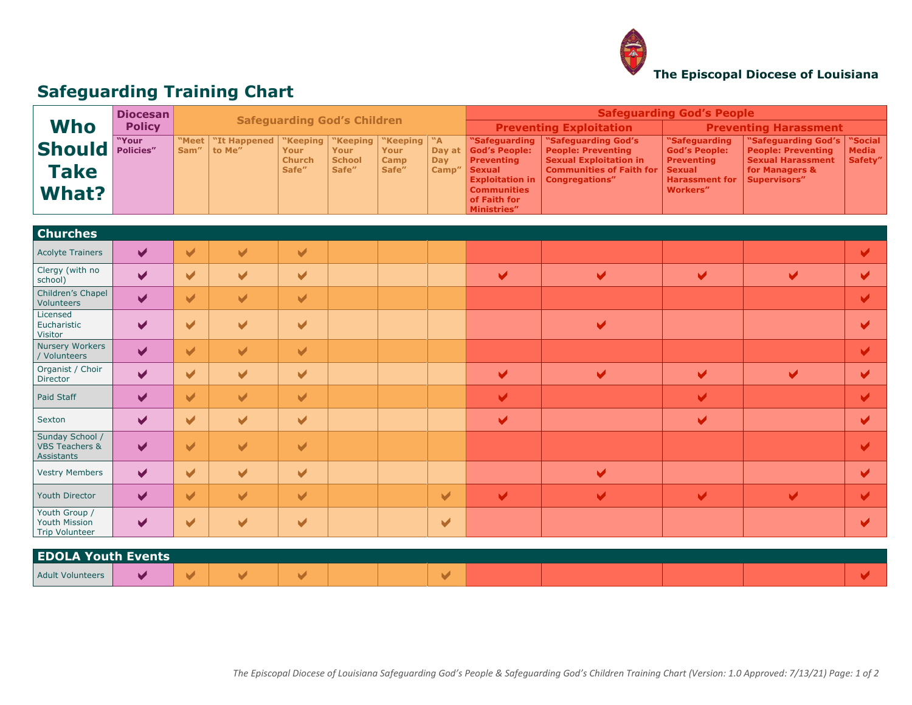The Episcopal Diocese of Louisiana

# Safeguarding Training Chart

| Who Should Take What? | Diocesan Policy | Safeguarding God's Children | | | | | | Safeguarding God's People | | | | |
|---|---|---|---|---|---|---|---|---|---|---|---|---|
| | | | | | | | | Preventing Exploitation | | Preventing Harassment | | |
| | "Your Policies" | "Meet Sam" | "It Happened to Me" | "Keeping Your Church Safe" | "Keeping Your School Safe" | "Keeping Your Camp Safe" | "A Day at Day Camp" | "Safeguarding God's People: Preventing Sexual Exploitation in Communities of Faith for Ministries" | "Safeguarding God's People: Preventing Sexual Exploitation in Communities of Faith for Congregations" | "Safeguarding God's People: Preventing Sexual Harassment for Workers" | "Safeguarding God's People: Preventing Sexual Harassment for Managers & Supervisors" | "Social Media Safety" |
| **Churches** | | | | | | | | | | | | |
| Acolyte Trainers | ✔ | ✔ | ✔ | ✔ | | | | | | | | ✔ |
| Clergy (with no school) | ✔ | ✔ | ✔ | ✔ | | | | ✔ | ✔ | ✔ | ✔ | ✔ |
| Children's Chapel Volunteers | ✔ | ✔ | ✔ | ✔ | | | | | | | | ✔ |
| Licensed Eucharistic Visitor | ✔ | ✔ | ✔ | ✔ | | | | | ✔ | | | ✔ |
| Nursery Workers / Volunteers | ✔ | ✔ | ✔ | ✔ | | | | | | | | ✔ |
| Organist / Choir Director | ✔ | ✔ | ✔ | ✔ | | | | ✔ | ✔ | ✔ | ✔ | ✔ |
| Paid Staff | ✔ | ✔ | ✔ | ✔ | | | | ✔ | | ✔ | | ✔ |
| Sexton | ✔ | ✔ | ✔ | ✔ | | | | ✔ | | ✔ | | ✔ |
| Sunday School / VBS Teachers & Assistants | ✔ | ✔ | ✔ | ✔ | | | | | | | | ✔ |
| Vestry Members | ✔ | ✔ | ✔ | ✔ | | | | | ✔ | | | ✔ |
| Youth Director | ✔ | ✔ | ✔ | ✔ | | | ✔ | ✔ | ✔ | ✔ | ✔ | ✔ |
| Youth Group / Youth Mission Trip Volunteer | ✔ | ✔ | ✔ | ✔ | | | ✔ | | | | | ✔ |
| **EDOLA Youth Events** | | | | | | | | | | | | |
| Adult Volunteers | ✔ | ✔ | ✔ | ✔ | | | ✔ | | | | | ✔ |

*The Episcopal Diocese of Louisiana Safeguarding God's People & Safeguarding God's Children Training Chart (Version: 1.0 Approved: 7/13/21)*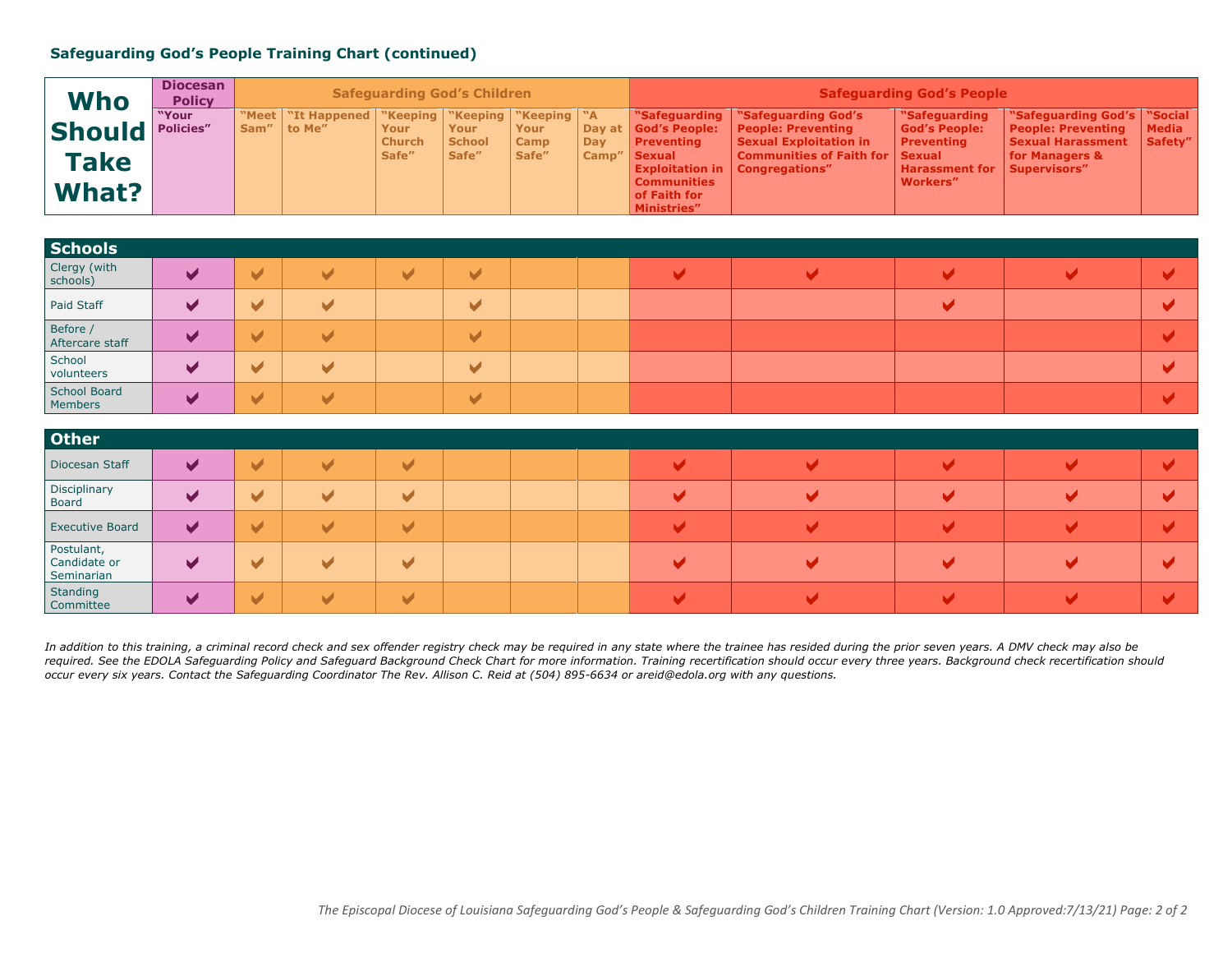## Safeguarding God's People Training Chart (continued)

| Who Should Take What? | Diocesan Policy | Safeguarding God's Children | | | | | | Safeguarding God's People | | | | |
|---|---|---|---|---|---|---|---|---|---|---|---|---|
| | "Your Policies" | "Meet Sam" | "It Happened to Me" | "Keeping Your Church Safe" | "Keeping Your School Safe" | "Keeping Your Camp Safe" | "A Day at Day Camp" | "Safeguarding God's People: Preventing Sexual Exploitation in Communities of Faith for Ministries" | "Safeguarding God's People: Preventing Sexual Exploitation in Communities of Faith for Congregations" | "Safeguarding God's People: Preventing Sexual Harassment for Workers" | "Safeguarding God's People: Preventing Sexual Harassment for Managers & Supervisors" | "Social Media Safety" |
| **Schools** | | | | | | | | | | | | |
| Clergy (with schools) | ✔ | ✔ | ✔ | ✔ | ✔ | | | ✔ | ✔ | ✔ | ✔ | ✔ |
| Paid Staff | ✔ | ✔ | ✔ | | ✔ | | | | | ✔ | | ✔ |
| Before / Aftercare staff | ✔ | ✔ | ✔ | | ✔ | | | | | | | ✔ |
| School volunteers | ✔ | ✔ | ✔ | | ✔ | | | | | | | ✔ |
| School Board Members | ✔ | ✔ | ✔ | | ✔ | | | | | | | ✔ |
| **Other** | | | | | | | | | | | | |
| Diocesan Staff | ✔ | ✔ | ✔ | ✔ | | | | ✔ | ✔ | ✔ | ✔ | ✔ |
| Disciplinary Board | ✔ | ✔ | ✔ | ✔ | | | | ✔ | ✔ | ✔ | ✔ | ✔ |
| Executive Board | ✔ | ✔ | ✔ | ✔ | | | | ✔ | ✔ | ✔ | ✔ | ✔ |
| Postulant, Candidate or Seminarian | ✔ | ✔ | ✔ | ✔ | | | | ✔ | ✔ | ✔ | ✔ | ✔ |
| Standing Committee | ✔ | ✔ | ✔ | ✔ | | | | ✔ | ✔ | ✔ | ✔ | ✔ |

*In addition to this training, a criminal record check and sex offender registry check may be required in any state where the trainee has resided during the prior seven years. A DMV check may also be required. See the EDOLA Safeguarding Policy and Safeguard Background Check Chart for more information. Training recertification should occur every three years. Background check recertification should occur every six years. Contact the Safeguarding Coordinator The Rev. Allison C. Reid at (504) 895-6634 or areid@edola.org with any questions.*